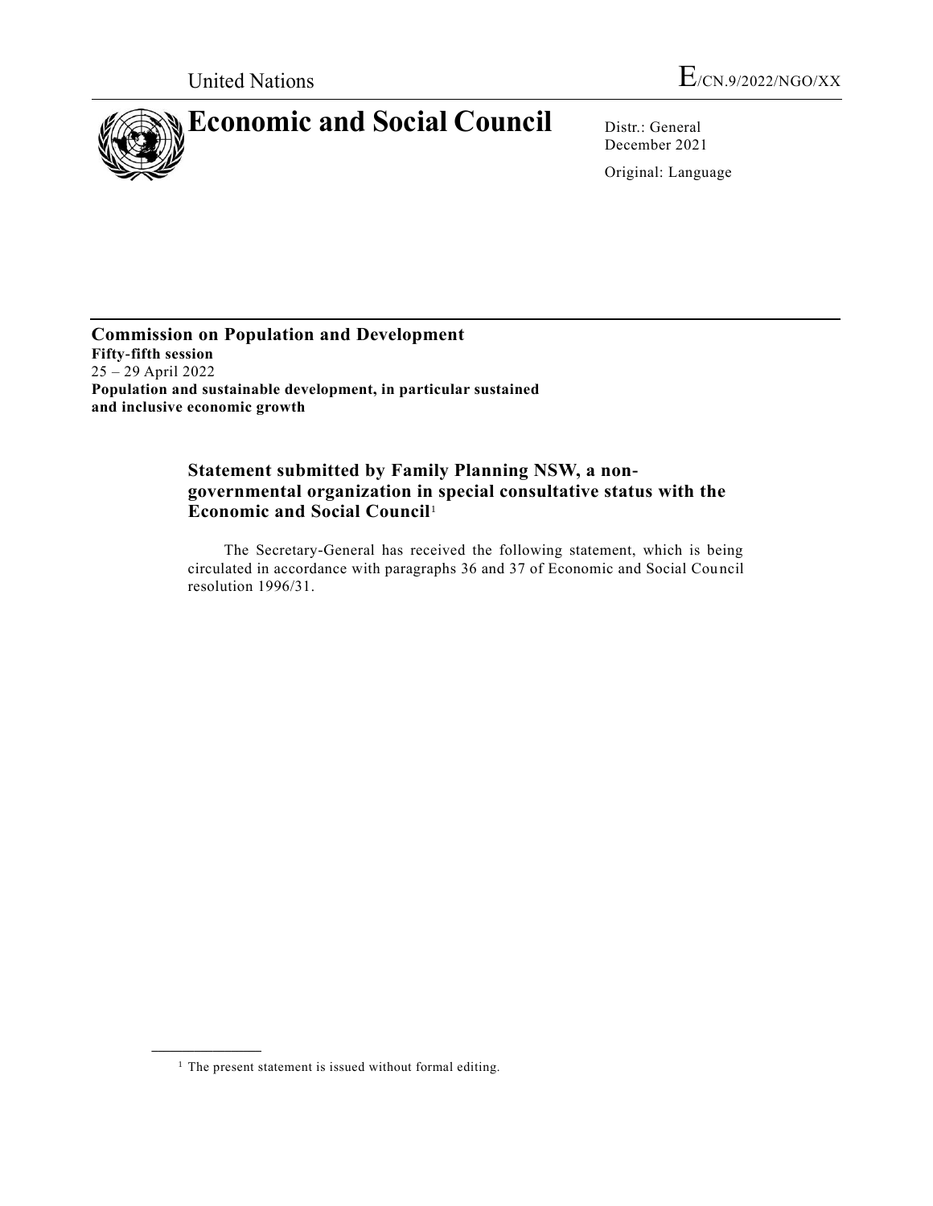United Nations

E/CN.9/2022/NGO/XX

# Economic and Social Council

Distr.: General
December 2021

Original: Language

**Commission on Population and Development**
**Fifty-fifth session**
25 – 29 April 2022
**Population and sustainable development, in particular sustained and inclusive economic growth**

## Statement submitted by Family Planning NSW, a non-governmental organization in special consultative status with the Economic and Social Council[1]

The Secretary-General has received the following statement, which is being circulated in accordance with paragraphs 36 and 37 of Economic and Social Council resolution 1996/31.

[1] The present statement is issued without formal editing.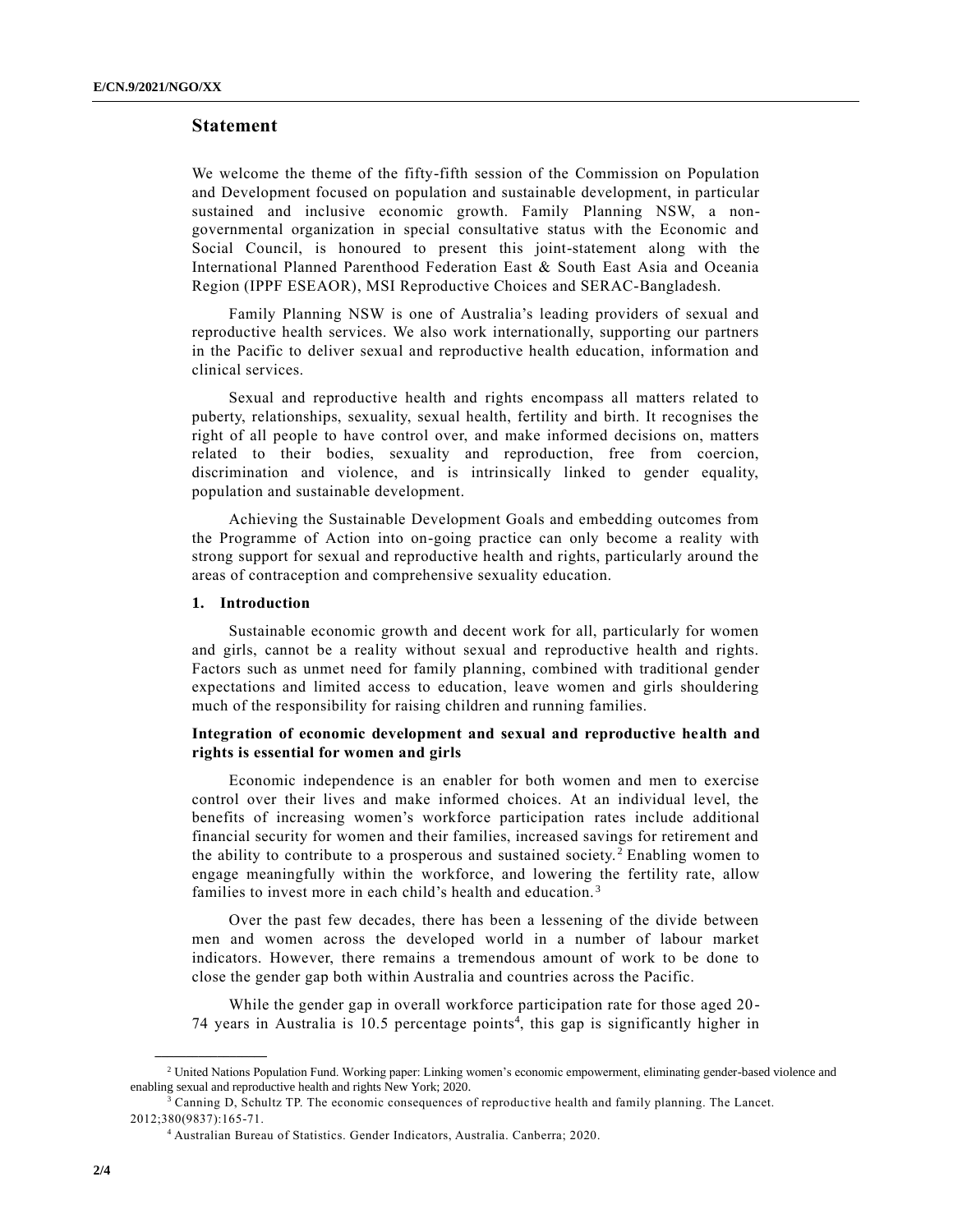## Statement

We welcome the theme of the fifty-fifth session of the Commission on Population and Development focused on population and sustainable development, in particular sustained and inclusive economic growth. Family Planning NSW, a non-governmental organization in special consultative status with the Economic and Social Council, is honoured to present this joint-statement along with the International Planned Parenthood Federation East & South East Asia and Oceania Region (IPPF ESEAOR), MSI Reproductive Choices and SERAC-Bangladesh.

Family Planning NSW is one of Australia's leading providers of sexual and reproductive health services. We also work internationally, supporting our partners in the Pacific to deliver sexual and reproductive health education, information and clinical services.

Sexual and reproductive health and rights encompass all matters related to puberty, relationships, sexuality, sexual health, fertility and birth. It recognises the right of all people to have control over, and make informed decisions on, matters related to their bodies, sexuality and reproduction, free from coercion, discrimination and violence, and is intrinsically linked to gender equality, population and sustainable development.

Achieving the Sustainable Development Goals and embedding outcomes from the Programme of Action into on-going practice can only become a reality with strong support for sexual and reproductive health and rights, particularly around the areas of contraception and comprehensive sexuality education.

### 1. Introduction

Sustainable economic growth and decent work for all, particularly for women and girls, cannot be a reality without sexual and reproductive health and rights. Factors such as unmet need for family planning, combined with traditional gender expectations and limited access to education, leave women and girls shouldering much of the responsibility for raising children and running families.

#### Integration of economic development and sexual and reproductive health and rights is essential for women and girls

Economic independence is an enabler for both women and men to exercise control over their lives and make informed choices. At an individual level, the benefits of increasing women's workforce participation rates include additional financial security for women and their families, increased savings for retirement and the ability to contribute to a prosperous and sustained society.[2] Enabling women to engage meaningfully within the workforce, and lowering the fertility rate, allow families to invest more in each child's health and education.[3]

Over the past few decades, there has been a lessening of the divide between men and women across the developed world in a number of labour market indicators. However, there remains a tremendous amount of work to be done to close the gender gap both within Australia and countries across the Pacific.

While the gender gap in overall workforce participation rate for those aged 20-74 years in Australia is 10.5 percentage points[4], this gap is significantly higher in

---

[2] United Nations Population Fund. Working paper: Linking women's economic empowerment, eliminating gender-based violence and enabling sexual and reproductive health and rights New York; 2020.

[3] Canning D, Schultz TP. The economic consequences of reproductive health and family planning. The Lancet. 2012;380(9837):165-71.

[4] Australian Bureau of Statistics. Gender Indicators, Australia. Canberra; 2020.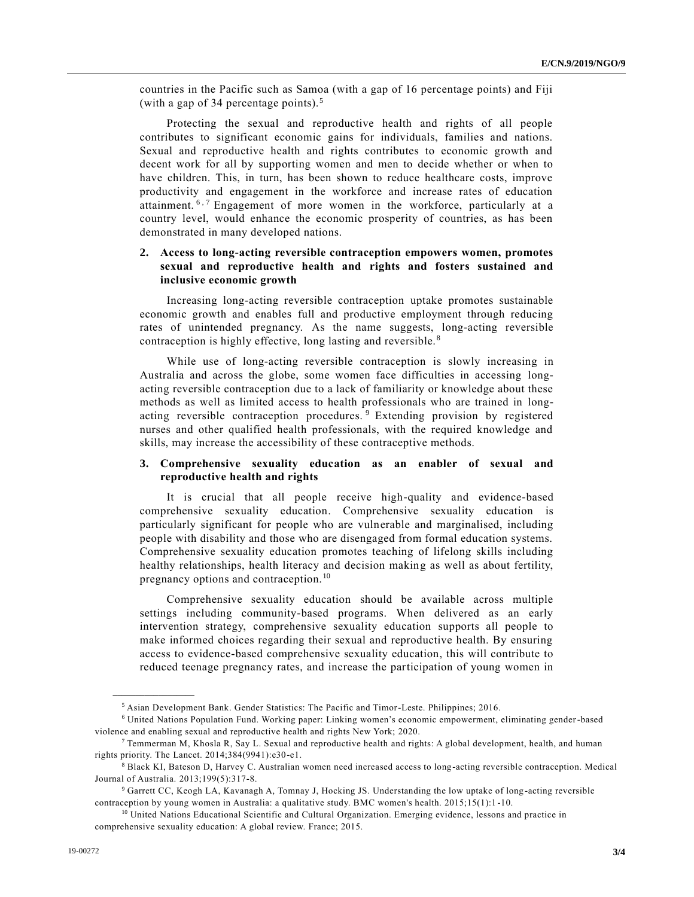countries in the Pacific such as Samoa (with a gap of 16 percentage points) and Fiji (with a gap of 34 percentage points).[5]

Protecting the sexual and reproductive health and rights of all people contributes to significant economic gains for individuals, families and nations. Sexual and reproductive health and rights contributes to economic growth and decent work for all by supporting women and men to decide whether or when to have children. This, in turn, has been shown to reduce healthcare costs, improve productivity and engagement in the workforce and increase rates of education attainment.[6,7] Engagement of more women in the workforce, particularly at a country level, would enhance the economic prosperity of countries, as has been demonstrated in many developed nations.

### 2. Access to long-acting reversible contraception empowers women, promotes sexual and reproductive health and rights and fosters sustained and inclusive economic growth

Increasing long-acting reversible contraception uptake promotes sustainable economic growth and enables full and productive employment through reducing rates of unintended pregnancy. As the name suggests, long-acting reversible contraception is highly effective, long lasting and reversible.[8]

While use of long-acting reversible contraception is slowly increasing in Australia and across the globe, some women face difficulties in accessing long-acting reversible contraception due to a lack of familiarity or knowledge about these methods as well as limited access to health professionals who are trained in long-acting reversible contraception procedures.[9] Extending provision by registered nurses and other qualified health professionals, with the required knowledge and skills, may increase the accessibility of these contraceptive methods.

### 3. Comprehensive sexuality education as an enabler of sexual and reproductive health and rights

It is crucial that all people receive high-quality and evidence-based comprehensive sexuality education. Comprehensive sexuality education is particularly significant for people who are vulnerable and marginalised, including people with disability and those who are disengaged from formal education systems. Comprehensive sexuality education promotes teaching of lifelong skills including healthy relationships, health literacy and decision making as well as about fertility, pregnancy options and contraception.[10]

Comprehensive sexuality education should be available across multiple settings including community-based programs. When delivered as an early intervention strategy, comprehensive sexuality education supports all people to make informed choices regarding their sexual and reproductive health. By ensuring access to evidence-based comprehensive sexuality education, this will contribute to reduced teenage pregnancy rates, and increase the participation of young women in

---

[5] Asian Development Bank. Gender Statistics: The Pacific and Timor-Leste. Philippines; 2016.

[6] United Nations Population Fund. Working paper: Linking women's economic empowerment, eliminating gender-based violence and enabling sexual and reproductive health and rights New York; 2020.

[7] Temmerman M, Khosla R, Say L. Sexual and reproductive health and rights: A global development, health, and human rights priority. The Lancet. 2014;384(9941):e30-e1.

[8] Black KI, Bateson D, Harvey C. Australian women need increased access to long-acting reversible contraception. Medical Journal of Australia. 2013;199(5):317-8.

[9] Garrett CC, Keogh LA, Kavanagh A, Tomnay J, Hocking JS. Understanding the low uptake of long-acting reversible contraception by young women in Australia: a qualitative study. BMC women's health. 2015;15(1):1-10.

[10] United Nations Educational Scientific and Cultural Organization. Emerging evidence, lessons and practice in comprehensive sexuality education: A global review. France; 2015.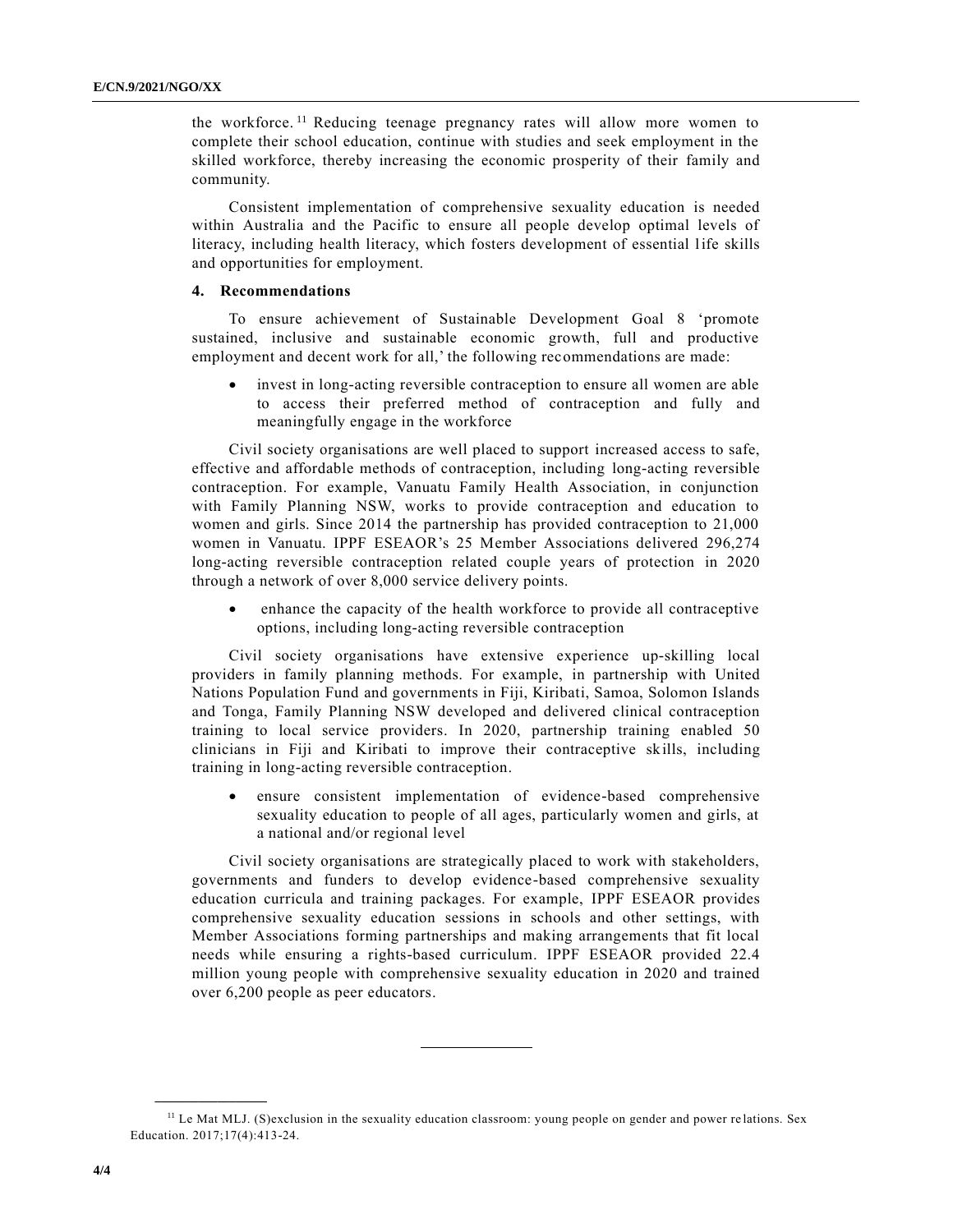the workforce.[11] Reducing teenage pregnancy rates will allow more women to complete their school education, continue with studies and seek employment in the skilled workforce, thereby increasing the economic prosperity of their family and community.

Consistent implementation of comprehensive sexuality education is needed within Australia and the Pacific to ensure all people develop optimal levels of literacy, including health literacy, which fosters development of essential life skills and opportunities for employment.

#### 4. Recommendations

To ensure achievement of Sustainable Development Goal 8 'promote sustained, inclusive and sustainable economic growth, full and productive employment and decent work for all,' the following recommendations are made:

- invest in long-acting reversible contraception to ensure all women are able to access their preferred method of contraception and fully and meaningfully engage in the workforce

Civil society organisations are well placed to support increased access to safe, effective and affordable methods of contraception, including long-acting reversible contraception. For example, Vanuatu Family Health Association, in conjunction with Family Planning NSW, works to provide contraception and education to women and girls. Since 2014 the partnership has provided contraception to 21,000 women in Vanuatu. IPPF ESEAOR's 25 Member Associations delivered 296,274 long-acting reversible contraception related couple years of protection in 2020 through a network of over 8,000 service delivery points.

- enhance the capacity of the health workforce to provide all contraceptive options, including long-acting reversible contraception

Civil society organisations have extensive experience up-skilling local providers in family planning methods. For example, in partnership with United Nations Population Fund and governments in Fiji, Kiribati, Samoa, Solomon Islands and Tonga, Family Planning NSW developed and delivered clinical contraception training to local service providers. In 2020, partnership training enabled 50 clinicians in Fiji and Kiribati to improve their contraceptive skills, including training in long-acting reversible contraception.

- ensure consistent implementation of evidence-based comprehensive sexuality education to people of all ages, particularly women and girls, at a national and/or regional level

Civil society organisations are strategically placed to work with stakeholders, governments and funders to develop evidence-based comprehensive sexuality education curricula and training packages. For example, IPPF ESEAOR provides comprehensive sexuality education sessions in schools and other settings, with Member Associations forming partnerships and making arrangements that fit local needs while ensuring a rights-based curriculum. IPPF ESEAOR provided 22.4 million young people with comprehensive sexuality education in 2020 and trained over 6,200 people as peer educators.

---

[11] Le Mat MLJ. (S)exclusion in the sexuality education classroom: young people on gender and power relations. Sex Education. 2017;17(4):413-24.